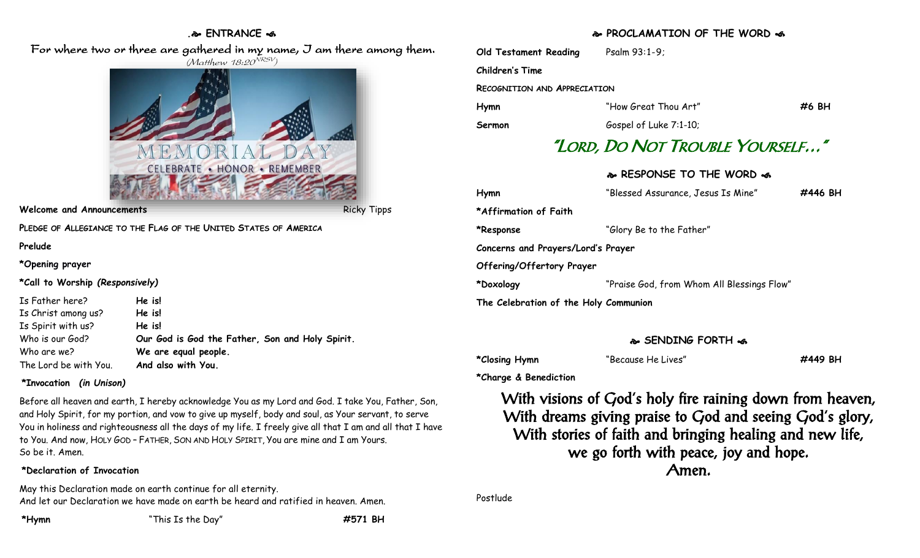## ENTRANCE

*For where two or three are gathered in my name, I am there among them.*
*(Matthew 18:20 NRSV)*

MEMORIAL DAY
CELEBRATE • HONOR • REMEMBER

**Welcome and Announcements** Ricky Tipps

PLEDGE OF ALLEGIANCE TO THE FLAG OF THE UNITED STATES OF AMERICA

**Prelude**

***Opening prayer**

***Call to Worship *(Responsively)***

| | |
|---|---|
| Is Father here? | **He is!** |
| Is Christ among us? | **He is!** |
| Is Spirit with us? | **He is!** |
| Who is our God? | **Our God is God the Father, Son and Holy Spirit.** |
| Who are we? | **We are equal people.** |
| The Lord be with You. | **And also with You.** |

***Invocation *(in Unison)***

Before all heaven and earth, I hereby acknowledge You as my Lord and God. I take You, Father, Son, and Holy Spirit, for my portion, and vow to give up myself, body and soul, as Your servant, to serve You in holiness and righteousness all the days of my life. I freely give all that I am and all that I have to You. And now, HOLY GOD – FATHER, SON AND HOLY SPIRIT, You are mine and I am Yours. So be it. Amen.

***Declaration of Invocation**

May this Declaration made on earth continue for all eternity.
And let our Declaration we have made on earth be heard and ratified in heaven. Amen.

***Hymn** "This Is the Day" **#571 BH**

## PROCLAMATION OF THE WORD

**Old Testament Reading** Psalm 93:1-9;

**Children's Time**

RECOGNITION AND APPRECIATION

**Hymn** "How Great Thou Art" **#6 BH**

**Sermon** Gospel of Luke 7:1-10;

# *"LORD, DO NOT TROUBLE YOURSELF…"*

## RESPONSE TO THE WORD

**Hymn** "Blessed Assurance, Jesus Is Mine" **#446 BH**

***Affirmation of Faith**

***Response** "Glory Be to the Father"

**Concerns and Prayers/Lord's Prayer**

**Offering/Offertory Prayer**

***Doxology** "Praise God, from Whom All Blessings Flow"

**The Celebration of the Holy Communion**

## SENDING FORTH

***Closing Hymn** "Because He Lives" **#449 BH**

***Charge & Benediction**

With visions of God's holy fire raining down from heaven,
With dreams giving praise to God and seeing God's glory,
With stories of faith and bringing healing and new life,
we go forth with peace, joy and hope.
Amen.

Postlude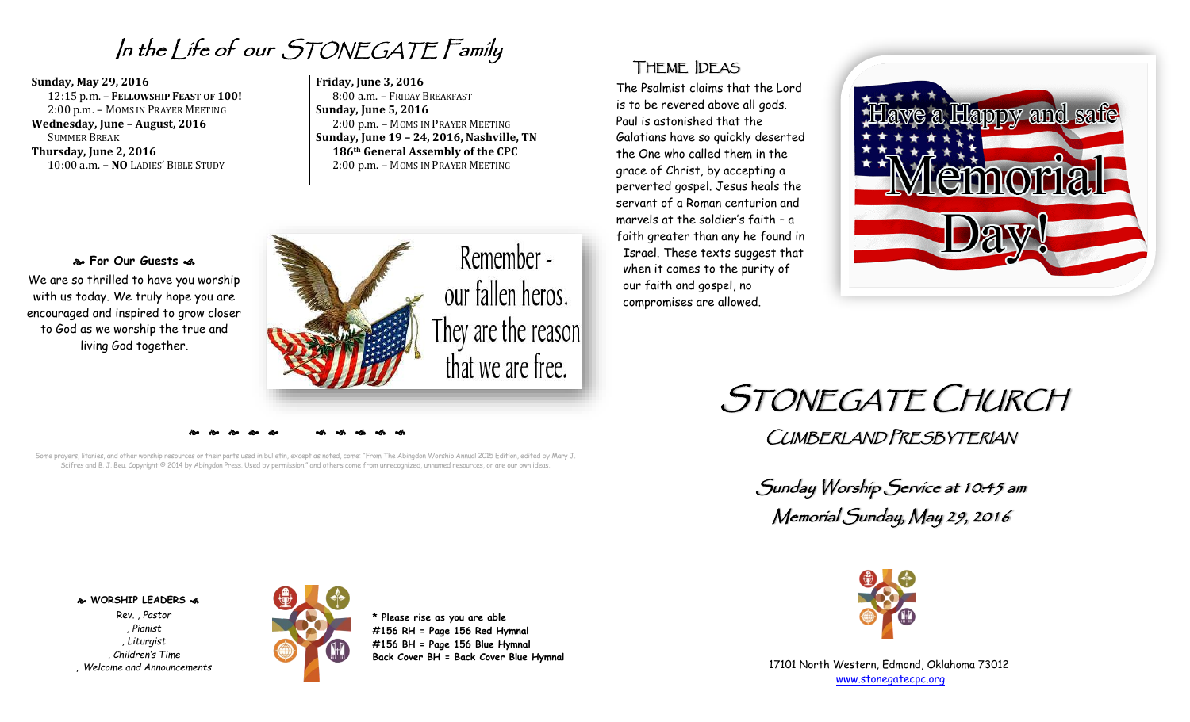# In the Life of our STONEGATE Family

**Sunday, May 29, 2016**
12:15 p.m. – **FELLOWSHIP FEAST OF 100!**
2:00 p.m. – MOMS IN PRAYER MEETING

**Wednesday, June – August, 2016**
SUMMER BREAK

**Thursday, June 2, 2016**
10:00 a.m. – **NO** LADIES' BIBLE STUDY

**Friday, June 3, 2016**
8:00 a.m. – FRIDAY BREAKFAST

**Sunday, June 5, 2016**
2:00 p.m. – MOMS IN PRAYER MEETING

**Sunday, June 19 – 24, 2016, Nashville, TN**
**186th General Assembly of the CPC**
2:00 p.m. – MOMS IN PRAYER MEETING

**For Our Guests**

We are so thrilled to have you worship with us today. We truly hope you are encouraged and inspired to grow closer to God as we worship the true and living God together.

Remember - our fallen heros. They are the reason that we are free.

Some prayers, litanies, and other worship resources or their parts used in bulletin, except as noted, come: "From The Abingdon Worship Annual 2015 Edition, edited by Mary J. Scifres and B. J. Beu. Copyright © 2014 by Abingdon Press. Used by permission." and others come from unrecognized, unnamed resources, or are our own ideas.

**WORSHIP LEADERS**

Rev. , *Pastor*
, *Pianist*
, *Liturgist*
, *Children's Time*
, *Welcome and Announcements*

**\* Please rise as you are able**
**#156 RH = Page 156 Red Hymnal**
**#156 BH = Page 156 Blue Hymnal**
**Back Cover BH = Back Cover Blue Hymnal**

## THEME IDEAS

The Psalmist claims that the Lord is to be revered above all gods. Paul is astonished that the Galatians have so quickly deserted the One who called them in the grace of Christ, by accepting a perverted gospel. Jesus heals the servant of a Roman centurion and marvels at the soldier's faith – a faith greater than any he found in Israel. These texts suggest that when it comes to the purity of our faith and gospel, no compromises are allowed.

Have a Happy and safe Memorial Day!

# STONEGATE CHURCH

## CUMBERLAND PRESBYTERIAN

*Sunday Worship Service at 10:45 am*
*Memorial Sunday, May 29, 2016*

17101 North Western, Edmond, Oklahoma 73012
www.stonegatecpc.org